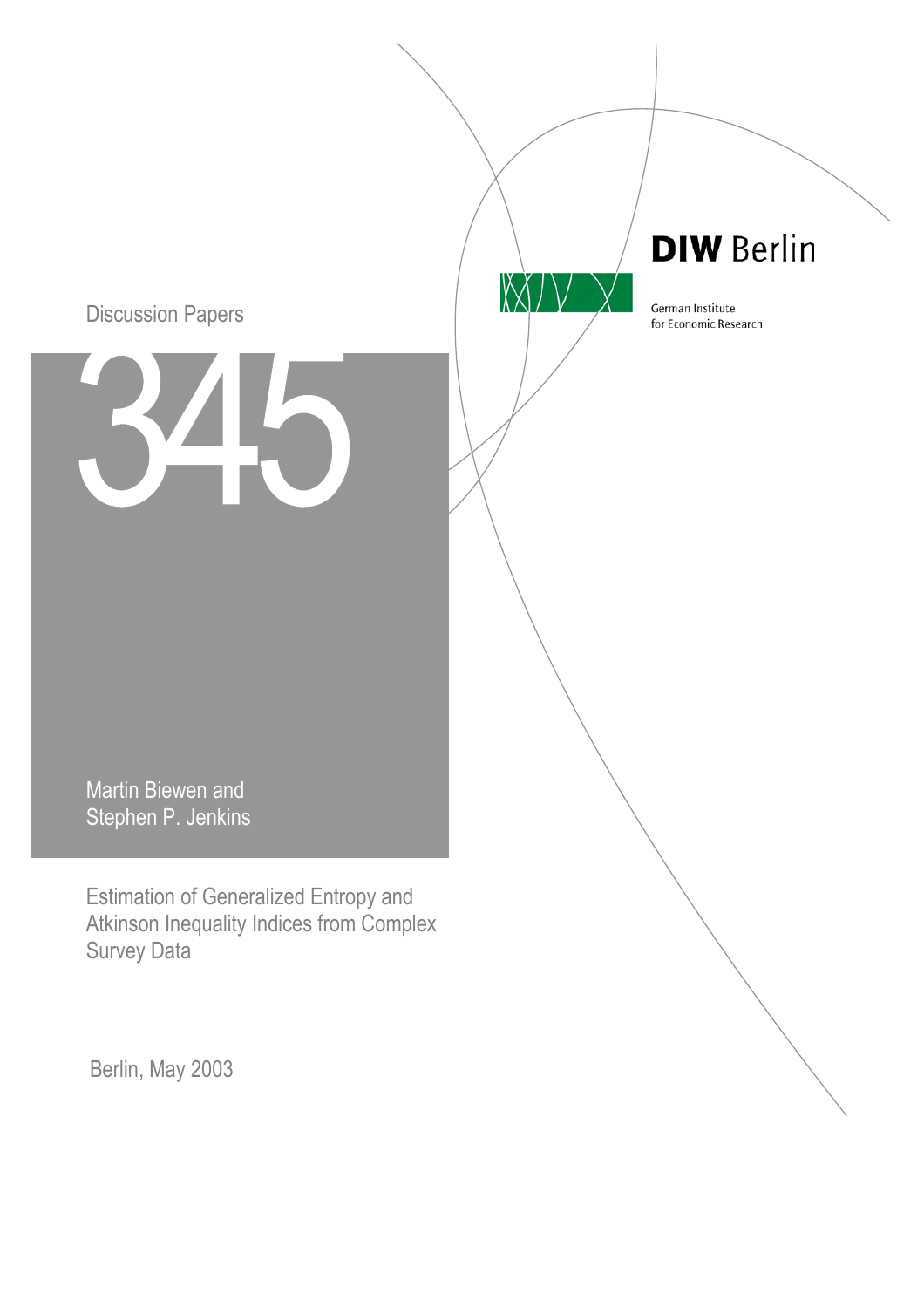Discussion Papers

# 345

Martin Biewen and
Stephen P. Jenkins

# Estimation of Generalized Entropy and Atkinson Inequality Indices from Complex Survey Data

Berlin, May 2003

**DIW Berlin**

German Institute
for Economic Research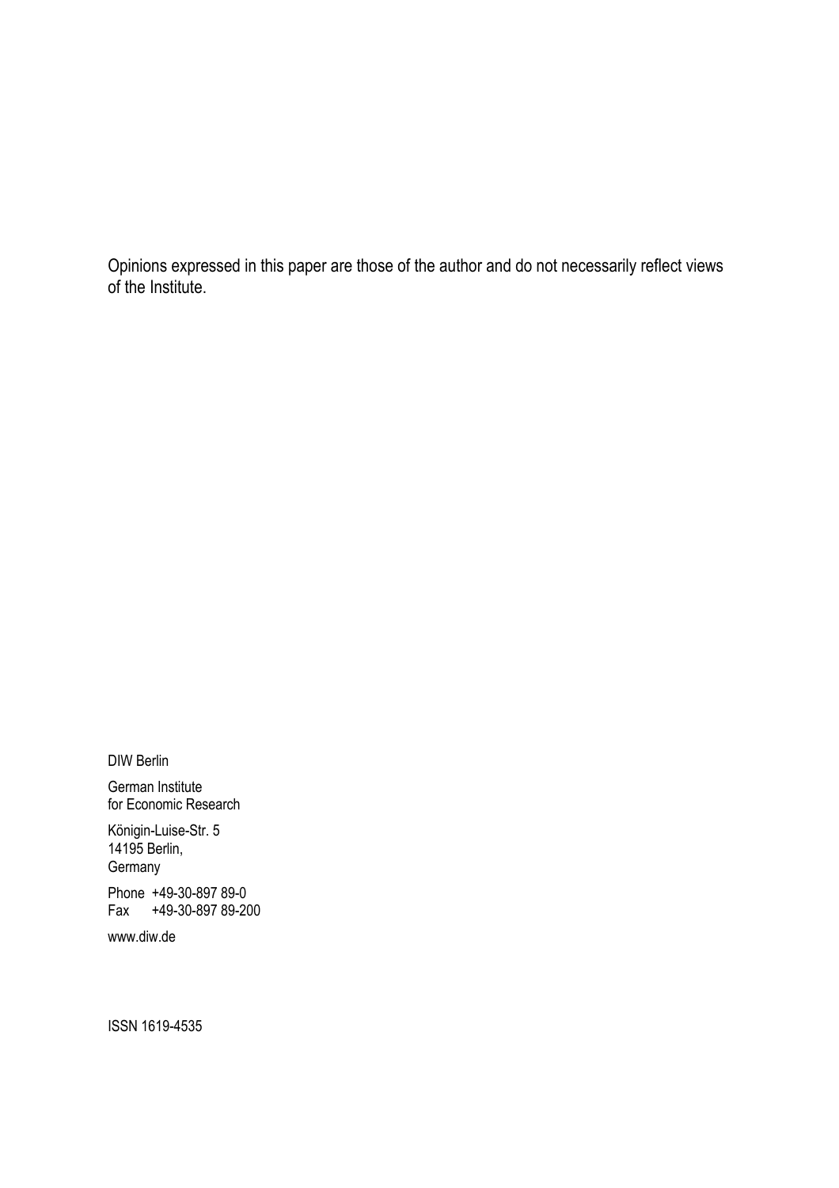Opinions expressed in this paper are those of the author and do not necessarily reflect views of the Institute.

DIW Berlin

German Institute
for Economic Research

Königin-Luise-Str. 5
14195 Berlin,
Germany

Phone +49-30-897 89-0
Fax +49-30-897 89-200

www.diw.de

ISSN 1619-4535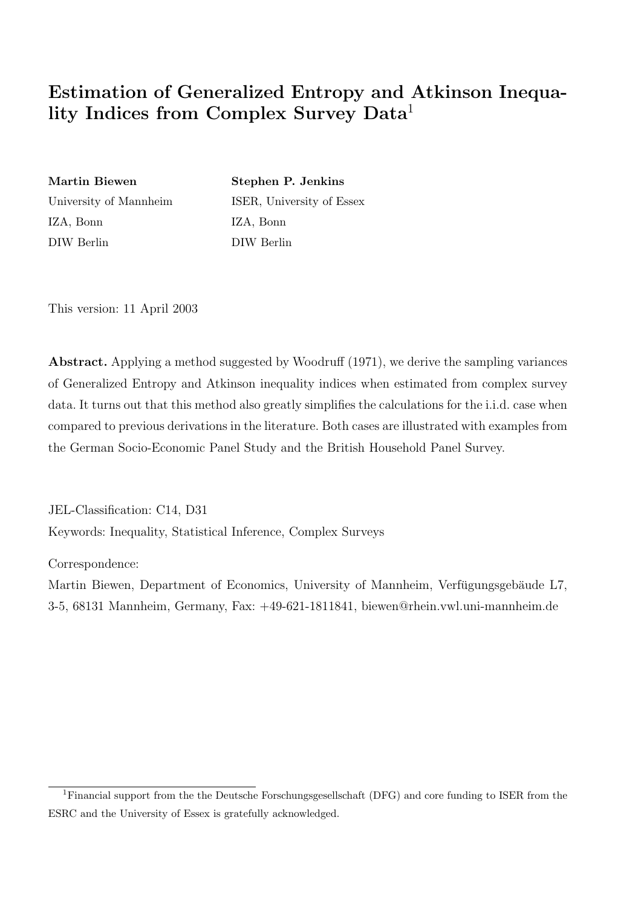# Estimation of Generalized Entropy and Atkinson Inequality Indices from Complex Survey Data[1]

**Martin Biewen**
University of Mannheim
IZA, Bonn
DIW Berlin

**Stephen P. Jenkins**
ISER, University of Essex
IZA, Bonn
DIW Berlin

This version: 11 April 2003

**Abstract.** Applying a method suggested by Woodruff (1971), we derive the sampling variances of Generalized Entropy and Atkinson inequality indices when estimated from complex survey data. It turns out that this method also greatly simplifies the calculations for the i.i.d. case when compared to previous derivations in the literature. Both cases are illustrated with examples from the German Socio-Economic Panel Study and the British Household Panel Survey.

JEL-Classification: C14, D31

Keywords: Inequality, Statistical Inference, Complex Surveys

Correspondence:

Martin Biewen, Department of Economics, University of Mannheim, Verfügungsgebäude L7, 3-5, 68131 Mannheim, Germany, Fax: +49-621-1811841, biewen@rhein.vwl.uni-mannheim.de

---

[1] Financial support from the the Deutsche Forschungsgesellschaft (DFG) and core funding to ISER from the ESRC and the University of Essex is gratefully acknowledged.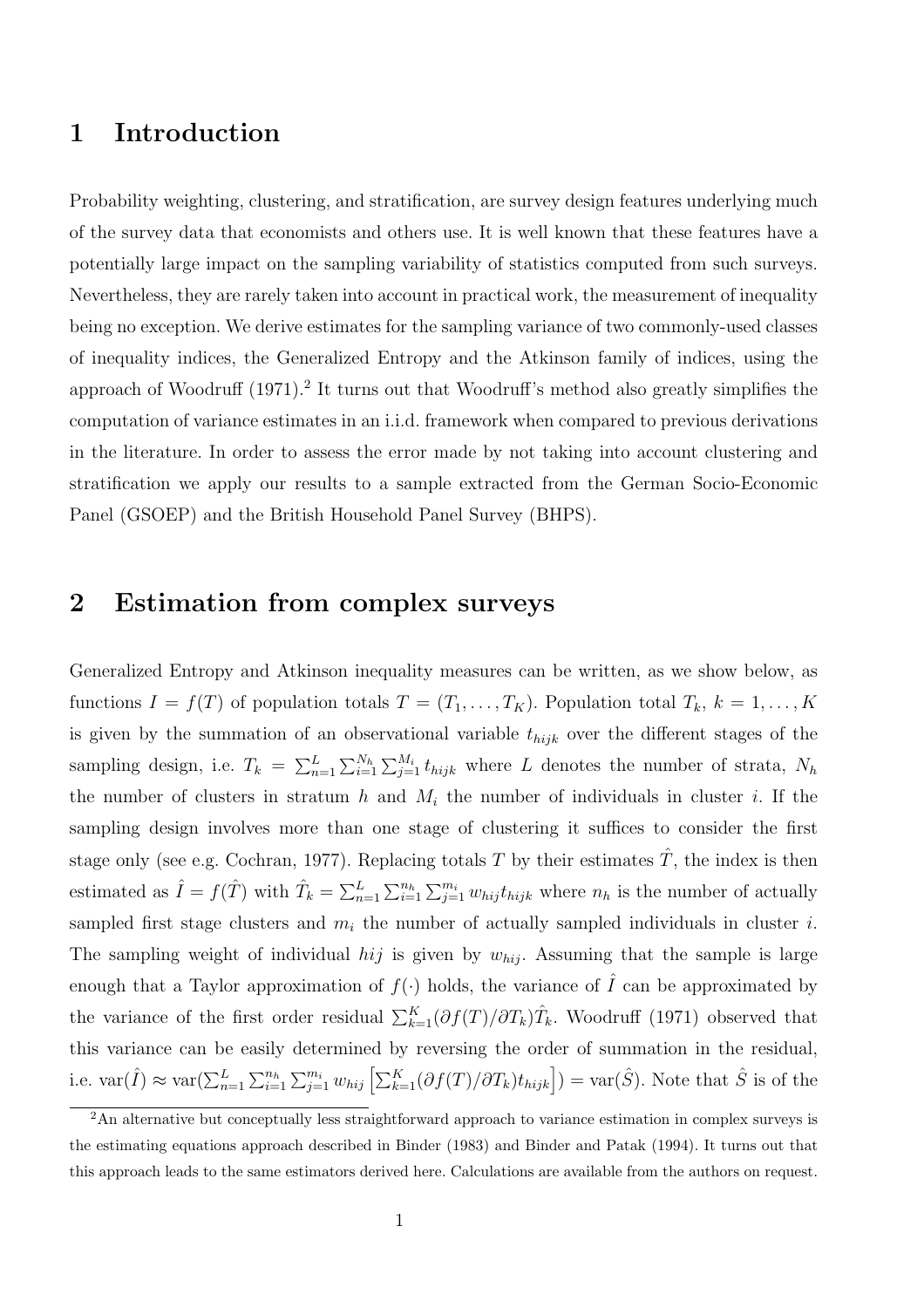# 1 Introduction

Probability weighting, clustering, and stratification, are survey design features underlying much of the survey data that economists and others use. It is well known that these features have a potentially large impact on the sampling variability of statistics computed from such surveys. Nevertheless, they are rarely taken into account in practical work, the measurement of inequality being no exception. We derive estimates for the sampling variance of two commonly-used classes of inequality indices, the Generalized Entropy and the Atkinson family of indices, using the approach of Woodruff (1971).[2] It turns out that Woodruff's method also greatly simplifies the computation of variance estimates in an i.i.d. framework when compared to previous derivations in the literature. In order to assess the error made by not taking into account clustering and stratification we apply our results to a sample extracted from the German Socio-Economic Panel (GSOEP) and the British Household Panel Survey (BHPS).

# 2 Estimation from complex surveys

Generalized Entropy and Atkinson inequality measures can be written, as we show below, as functions $I = f(T)$ of population totals $T = (T_1, \ldots, T_K)$. Population total $T_k$, $k = 1, \ldots, K$ is given by the summation of an observational variable $t_{hijk}$ over the different stages of the sampling design, i.e. $T_k = \sum_{n=1}^{L} \sum_{i=1}^{N_h} \sum_{j=1}^{M_i} t_{hijk}$ where $L$ denotes the number of strata, $N_h$ the number of clusters in stratum $h$ and $M_i$ the number of individuals in cluster $i$. If the sampling design involves more than one stage of clustering it suffices to consider the first stage only (see e.g. Cochran, 1977). Replacing totals $T$ by their estimates $\hat{T}$, the index is then estimated as $\hat{I} = f(\hat{T})$ with $\hat{T}_k = \sum_{n=1}^{L} \sum_{i=1}^{n_h} \sum_{j=1}^{m_i} w_{hij} t_{hijk}$ where $n_h$ is the number of actually sampled first stage clusters and $m_i$ the number of actually sampled individuals in cluster $i$. The sampling weight of individual $hij$ is given by $w_{hij}$. Assuming that the sample is large enough that a Taylor approximation of $f(\cdot)$ holds, the variance of $\hat{I}$ can be approximated by the variance of the first order residual $\sum_{k=1}^{K} (\partial f(T)/\partial T_k) \hat{T}_k$. Woodruff (1971) observed that this variance can be easily determined by reversing the order of summation in the residual, i.e. $\text{var}(\hat{I}) \approx \text{var}(\sum_{n=1}^{L} \sum_{i=1}^{n_h} \sum_{j=1}^{m_i} w_{hij} \left[ \sum_{k=1}^{K} (\partial f(T)/\partial T_k) t_{hijk} \right]) = \text{var}(\hat{S})$. Note that $\hat{S}$ is of the

[2] An alternative but conceptually less straightforward approach to variance estimation in complex surveys is the estimating equations approach described in Binder (1983) and Binder and Patak (1994). It turns out that this approach leads to the same estimators derived here. Calculations are available from the authors on request.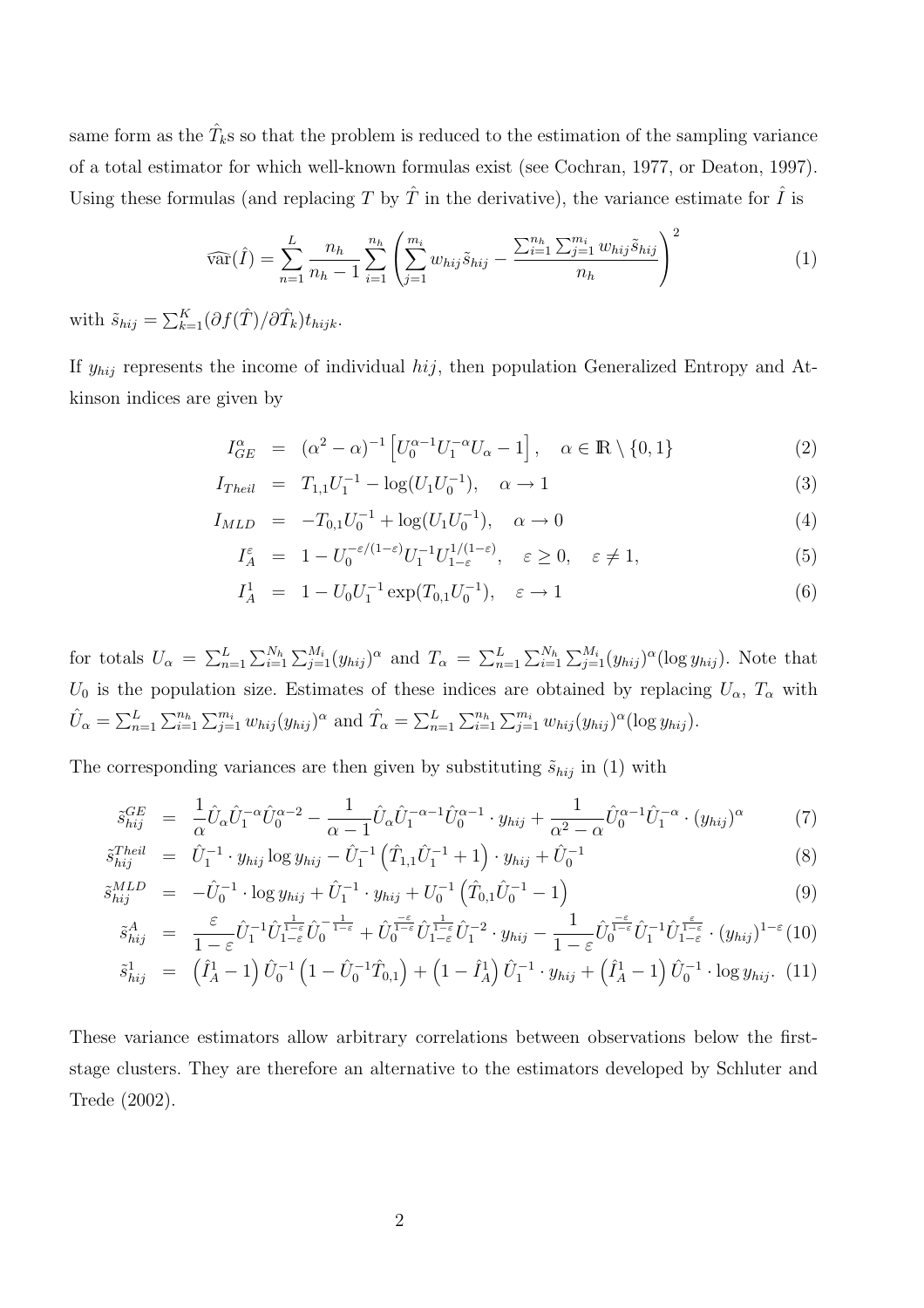same form as the $\hat{T}_k$s so that the problem is reduced to the estimation of the sampling variance of a total estimator for which well-known formulas exist (see Cochran, 1977, or Deaton, 1997). Using these formulas (and replacing $T$ by $\hat{T}$ in the derivative), the variance estimate for $\hat{I}$ is

$$\widehat{\text{var}}(\hat{I}) = \sum_{n=1}^{L} \frac{n_h}{n_h - 1} \sum_{i=1}^{n_h} \left( \sum_{j=1}^{m_i} w_{hij} \tilde{s}_{hij} - \frac{\sum_{i=1}^{n_h} \sum_{j=1}^{m_i} w_{hij} \tilde{s}_{hij}}{n_h} \right)^2 \tag{1}$$

with $\tilde{s}_{hij} = \sum_{k=1}^{K} (\partial f(\hat{T}) / \partial \hat{T}_k) t_{hijk}$.

If $y_{hij}$ represents the income of individual $hij$, then population Generalized Entropy and Atkinson indices are given by

$$\begin{aligned}
I_{GE}^{\alpha} &= (\alpha^2 - \alpha)^{-1} \left[ U_0^{\alpha-1} U_1^{-\alpha} U_\alpha - 1 \right], \quad \alpha \in \mathbb{R} \setminus \{0, 1\} && (2)\\
I_{Theil} &= T_{1,1} U_1^{-1} - \log(U_1 U_0^{-1}), \quad \alpha \to 1 && (3)\\
I_{MLD} &= -T_{0,1} U_0^{-1} + \log(U_1 U_0^{-1}), \quad \alpha \to 0 && (4)\\
I_A^{\varepsilon} &= 1 - U_0^{-\varepsilon/(1-\varepsilon)} U_1^{-1} U_{1-\varepsilon}^{1/(1-\varepsilon)}, \quad \varepsilon \geq 0, \quad \varepsilon \neq 1, && (5)\\
I_A^1 &= 1 - U_0 U_1^{-1} \exp(T_{0,1} U_0^{-1}), \quad \varepsilon \to 1 && (6)
\end{aligned}$$

for totals $U_\alpha = \sum_{n=1}^{L} \sum_{i=1}^{N_h} \sum_{j=1}^{M_i} (y_{hij})^\alpha$ and $T_\alpha = \sum_{n=1}^{L} \sum_{i=1}^{N_h} \sum_{j=1}^{M_i} (y_{hij})^\alpha (\log y_{hij})$. Note that $U_0$ is the population size. Estimates of these indices are obtained by replacing $U_\alpha$, $T_\alpha$ with $\hat{U}_\alpha = \sum_{n=1}^{L} \sum_{i=1}^{n_h} \sum_{j=1}^{m_i} w_{hij} (y_{hij})^\alpha$ and $\hat{T}_\alpha = \sum_{n=1}^{L} \sum_{i=1}^{n_h} \sum_{j=1}^{m_i} w_{hij} (y_{hij})^\alpha (\log y_{hij})$.

The corresponding variances are then given by substituting $\tilde{s}_{hij}$ in (1) with

$$\begin{aligned}
\tilde{s}_{hij}^{GE} &= \frac{1}{\alpha} \hat{U}_\alpha \hat{U}_1^{-\alpha} \hat{U}_0^{\alpha-2} - \frac{1}{\alpha - 1} \hat{U}_\alpha \hat{U}_1^{-\alpha-1} \hat{U}_0^{\alpha-1} \cdot y_{hij} + \frac{1}{\alpha^2 - \alpha} \hat{U}_0^{\alpha-1} \hat{U}_1^{-\alpha} \cdot (y_{hij})^\alpha && (7)\\
\tilde{s}_{hij}^{Theil} &= \hat{U}_1^{-1} \cdot y_{hij} \log y_{hij} - \hat{U}_1^{-1} \left( \hat{T}_{1,1} \hat{U}_1^{-1} + 1 \right) \cdot y_{hij} + \hat{U}_0^{-1} && (8)\\
\tilde{s}_{hij}^{MLD} &= -\hat{U}_0^{-1} \cdot \log y_{hij} + \hat{U}_1^{-1} \cdot y_{hij} + U_0^{-1} \left( \hat{T}_{0,1} \hat{U}_0^{-1} - 1 \right) && (9)\\
\tilde{s}_{hij}^{A} &= \frac{\varepsilon}{1 - \varepsilon} \hat{U}_1^{-1} \hat{U}_{1-\varepsilon}^{\frac{1}{1-\varepsilon}} \hat{U}_0^{-\frac{1}{1-\varepsilon}} + \hat{U}_0^{\frac{-\varepsilon}{1-\varepsilon}} \hat{U}_{1-\varepsilon}^{\frac{1}{1-\varepsilon}} \hat{U}_1^{-2} \cdot y_{hij} - \frac{1}{1 - \varepsilon} \hat{U}_0^{\frac{-\varepsilon}{1-\varepsilon}} \hat{U}_1^{-1} \hat{U}_{1-\varepsilon}^{\frac{\varepsilon}{1-\varepsilon}} \cdot (y_{hij})^{1-\varepsilon} && (10)\\
\tilde{s}_{hij}^{1} &= \left( \hat{I}_A^1 - 1 \right) \hat{U}_0^{-1} \left( 1 - \hat{U}_0^{-1} \hat{T}_{0,1} \right) + \left( 1 - \hat{I}_A^1 \right) \hat{U}_1^{-1} \cdot y_{hij} + \left( \hat{I}_A^1 - 1 \right) \hat{U}_0^{-1} \cdot \log y_{hij}. && (11)
\end{aligned}$$

These variance estimators allow arbitrary correlations between observations below the first-stage clusters. They are therefore an alternative to the estimators developed by Schluter and Trede (2002).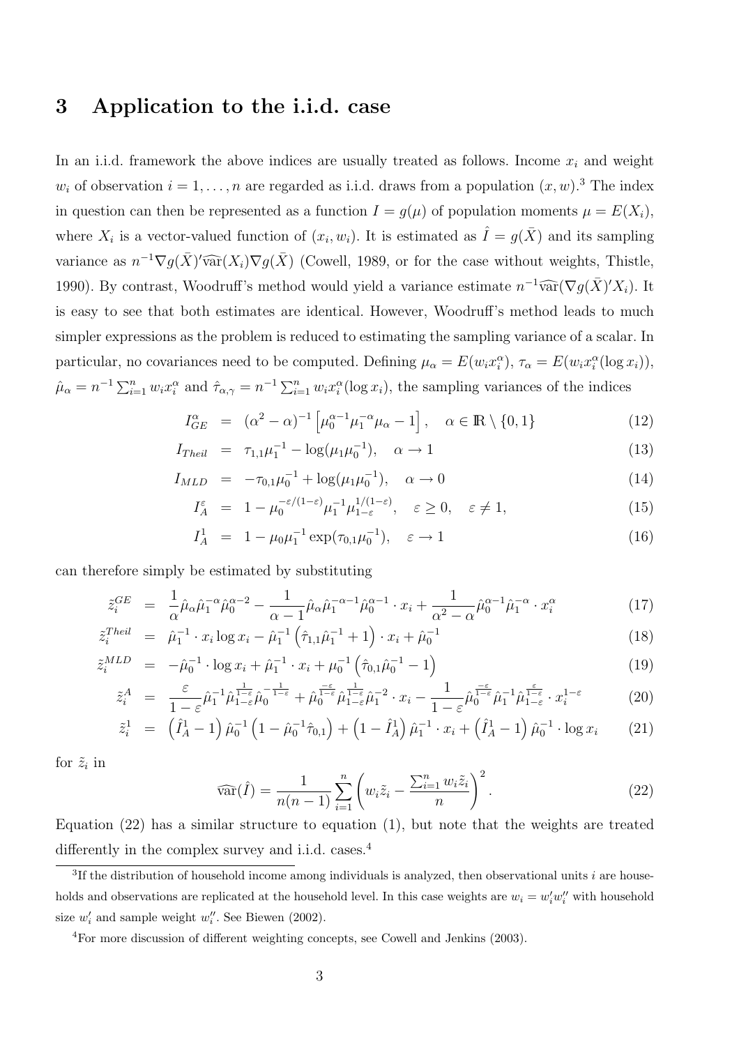## 3 Application to the i.i.d. case

In an i.i.d. framework the above indices are usually treated as follows. Income $x_i$ and weight $w_i$ of observation $i = 1, \ldots, n$ are regarded as i.i.d. draws from a population $(x, w)$.[3] The index in question can then be represented as a function $I = g(\mu)$ of population moments $\mu = E(X_i)$, where $X_i$ is a vector-valued function of $(x_i, w_i)$. It is estimated as $\hat{I} = g(\bar{X})$ and its sampling variance as $n^{-1}\nabla g(\bar{X})'\widehat{\text{var}}(X_i)\nabla g(\bar{X})$ (Cowell, 1989, or for the case without weights, Thistle, 1990). By contrast, Woodruff's method would yield a variance estimate $n^{-1}\widehat{\text{var}}(\nabla g(\bar{X})'X_i)$. It is easy to see that both estimates are identical. However, Woodruff's method leads to much simpler expressions as the problem is reduced to estimating the sampling variance of a scalar. In particular, no covariances need to be computed. Defining $\mu_\alpha = E(w_i x_i^\alpha)$, $\tau_\alpha = E(w_i x_i^\alpha(\log x_i))$, $\hat{\mu}_\alpha = n^{-1}\sum_{i=1}^n w_i x_i^\alpha$ and $\hat{\tau}_{\alpha,\gamma} = n^{-1}\sum_{i=1}^n w_i x_i^\alpha(\log x_i)$, the sampling variances of the indices

$$
\begin{aligned}
I_{GE}^\alpha &= (\alpha^2 - \alpha)^{-1}\left[\mu_0^{\alpha-1}\mu_1^{-\alpha}\mu_\alpha - 1\right], \quad \alpha \in \mathbb{R}\setminus\{0,1\} && (12)\\
I_{Theil} &= \tau_{1,1}\mu_1^{-1} - \log(\mu_1\mu_0^{-1}), \quad \alpha \to 1 && (13)\\
I_{MLD} &= -\tau_{0,1}\mu_0^{-1} + \log(\mu_1\mu_0^{-1}), \quad \alpha \to 0 && (14)\\
I_A^\varepsilon &= 1 - \mu_0^{-\varepsilon/(1-\varepsilon)}\mu_1^{-1}\mu_{1-\varepsilon}^{1/(1-\varepsilon)}, \quad \varepsilon \geq 0, \quad \varepsilon \neq 1, && (15)\\
I_A^1 &= 1 - \mu_0\mu_1^{-1}\exp(\tau_{0,1}\mu_0^{-1}), \quad \varepsilon \to 1 && (16)
\end{aligned}
$$

can therefore simply be estimated by substituting

$$
\begin{aligned}
\tilde{z}_i^{GE} &= \frac{1}{\alpha}\hat{\mu}_\alpha\hat{\mu}_1^{-\alpha}\hat{\mu}_0^{\alpha-2} - \frac{1}{\alpha-1}\hat{\mu}_\alpha\hat{\mu}_1^{-\alpha-1}\hat{\mu}_0^{\alpha-1}\cdot x_i + \frac{1}{\alpha^2-\alpha}\hat{\mu}_0^{\alpha-1}\hat{\mu}_1^{-\alpha}\cdot x_i^\alpha && (17)\\
\tilde{z}_i^{Theil} &= \hat{\mu}_1^{-1}\cdot x_i\log x_i - \hat{\mu}_1^{-1}\left(\hat{\tau}_{1,1}\hat{\mu}_1^{-1} + 1\right)\cdot x_i + \hat{\mu}_0^{-1} && (18)\\
\tilde{z}_i^{MLD} &= -\hat{\mu}_0^{-1}\cdot\log x_i + \hat{\mu}_1^{-1}\cdot x_i + \mu_0^{-1}\left(\hat{\tau}_{0,1}\hat{\mu}_0^{-1} - 1\right) && (19)\\
\tilde{z}_i^A &= \frac{\varepsilon}{1-\varepsilon}\hat{\mu}_1^{-1}\hat{\mu}_{1-\varepsilon}^{\frac{1}{1-\varepsilon}}\hat{\mu}_0^{-\frac{1}{1-\varepsilon}} + \hat{\mu}_0^{\frac{-\varepsilon}{1-\varepsilon}}\hat{\mu}_{1-\varepsilon}^{\frac{1}{1-\varepsilon}}\hat{\mu}_1^{-2}\cdot x_i - \frac{1}{1-\varepsilon}\hat{\mu}_0^{\frac{-\varepsilon}{1-\varepsilon}}\hat{\mu}_1^{-1}\hat{\mu}_{1-\varepsilon}^{\frac{\varepsilon}{1-\varepsilon}}\cdot x_i^{1-\varepsilon} && (20)\\
\tilde{z}_i^1 &= \left(\hat{I}_A^1 - 1\right)\hat{\mu}_0^{-1}\left(1 - \hat{\mu}_0^{-1}\hat{\tau}_{0,1}\right) + \left(1 - \hat{I}_A^1\right)\hat{\mu}_1^{-1}\cdot x_i + \left(\hat{I}_A^1 - 1\right)\hat{\mu}_0^{-1}\cdot\log x_i && (21)
\end{aligned}
$$

for $\tilde{z}_i$ in

$$
\widehat{\text{var}}(\hat{I}) = \frac{1}{n(n-1)}\sum_{i=1}^n\left(w_i\tilde{z}_i - \frac{\sum_{i=1}^n w_i\tilde{z}_i}{n}\right)^2. \qquad (22)
$$

Equation (22) has a similar structure to equation (1), but note that the weights are treated differently in the complex survey and i.i.d. cases.[4]

---

[3] If the distribution of household income among individuals is analyzed, then observational units $i$ are households and observations are replicated at the household level. In this case weights are $w_i = w_i'w_i''$ with household size $w_i'$ and sample weight $w_i''$. See Biewen (2002).

[4] For more discussion of different weighting concepts, see Cowell and Jenkins (2003).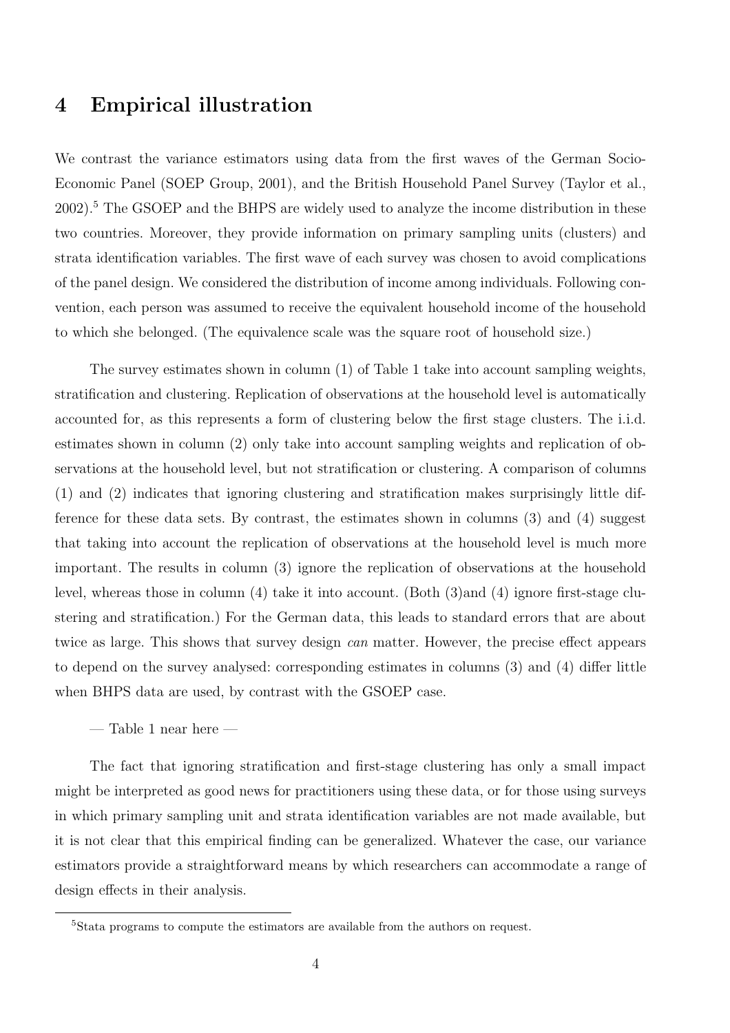## 4 Empirical illustration

We contrast the variance estimators using data from the first waves of the German Socio-Economic Panel (SOEP Group, 2001), and the British Household Panel Survey (Taylor et al., 2002).[5] The GSOEP and the BHPS are widely used to analyze the income distribution in these two countries. Moreover, they provide information on primary sampling units (clusters) and strata identification variables. The first wave of each survey was chosen to avoid complications of the panel design. We considered the distribution of income among individuals. Following convention, each person was assumed to receive the equivalent household income of the household to which she belonged. (The equivalence scale was the square root of household size.)

The survey estimates shown in column (1) of Table 1 take into account sampling weights, stratification and clustering. Replication of observations at the household level is automatically accounted for, as this represents a form of clustering below the first stage clusters. The i.i.d. estimates shown in column (2) only take into account sampling weights and replication of observations at the household level, but not stratification or clustering. A comparison of columns (1) and (2) indicates that ignoring clustering and stratification makes surprisingly little difference for these data sets. By contrast, the estimates shown in columns (3) and (4) suggest that taking into account the replication of observations at the household level is much more important. The results in column (3) ignore the replication of observations at the household level, whereas those in column (4) take it into account. (Both (3)and (4) ignore first-stage clustering and stratification.) For the German data, this leads to standard errors that are about twice as large. This shows that survey design *can* matter. However, the precise effect appears to depend on the survey analysed: corresponding estimates in columns (3) and (4) differ little when BHPS data are used, by contrast with the GSOEP case.

— Table 1 near here —

The fact that ignoring stratification and first-stage clustering has only a small impact might be interpreted as good news for practitioners using these data, or for those using surveys in which primary sampling unit and strata identification variables are not made available, but it is not clear that this empirical finding can be generalized. Whatever the case, our variance estimators provide a straightforward means by which researchers can accommodate a range of design effects in their analysis.

[5] Stata programs to compute the estimators are available from the authors on request.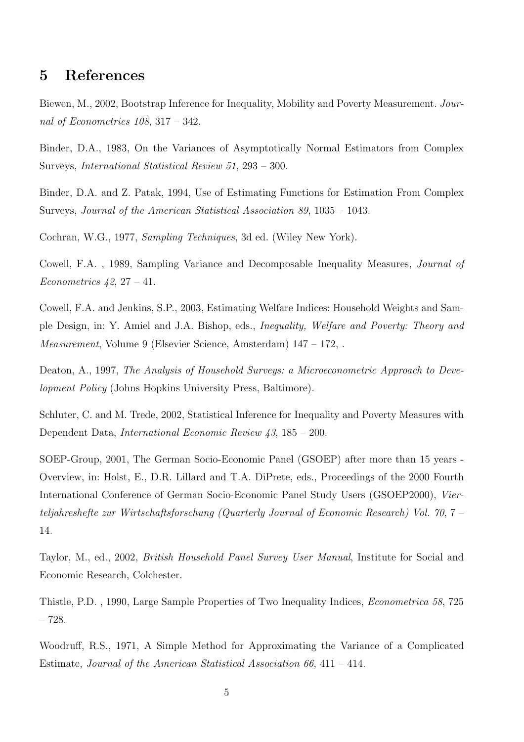## 5 References

Biewen, M., 2002, Bootstrap Inference for Inequality, Mobility and Poverty Measurement. *Journal of Econometrics 108*, 317 – 342.

Binder, D.A., 1983, On the Variances of Asymptotically Normal Estimators from Complex Surveys, *International Statistical Review 51*, 293 – 300.

Binder, D.A. and Z. Patak, 1994, Use of Estimating Functions for Estimation From Complex Surveys, *Journal of the American Statistical Association 89*, 1035 – 1043.

Cochran, W.G., 1977, *Sampling Techniques*, 3d ed. (Wiley New York).

Cowell, F.A. , 1989, Sampling Variance and Decomposable Inequality Measures, *Journal of Econometrics 42*, 27 – 41.

Cowell, F.A. and Jenkins, S.P., 2003, Estimating Welfare Indices: Household Weights and Sample Design, in: Y. Amiel and J.A. Bishop, eds., *Inequality, Welfare and Poverty: Theory and Measurement*, Volume 9 (Elsevier Science, Amsterdam) 147 – 172, .

Deaton, A., 1997, *The Analysis of Household Surveys: a Microeconometric Approach to Development Policy* (Johns Hopkins University Press, Baltimore).

Schluter, C. and M. Trede, 2002, Statistical Inference for Inequality and Poverty Measures with Dependent Data, *International Economic Review 43*, 185 – 200.

SOEP-Group, 2001, The German Socio-Economic Panel (GSOEP) after more than 15 years - Overview, in: Holst, E., D.R. Lillard and T.A. DiPrete, eds., Proceedings of the 2000 Fourth International Conference of German Socio-Economic Panel Study Users (GSOEP2000), *Vierteljahreshefte zur Wirtschaftsforschung (Quarterly Journal of Economic Research) Vol. 70*, 7 – 14.

Taylor, M., ed., 2002, *British Household Panel Survey User Manual*, Institute for Social and Economic Research, Colchester.

Thistle, P.D. , 1990, Large Sample Properties of Two Inequality Indices, *Econometrica 58*, 725 – 728.

Woodruff, R.S., 1971, A Simple Method for Approximating the Variance of a Complicated Estimate, *Journal of the American Statistical Association 66*, 411 – 414.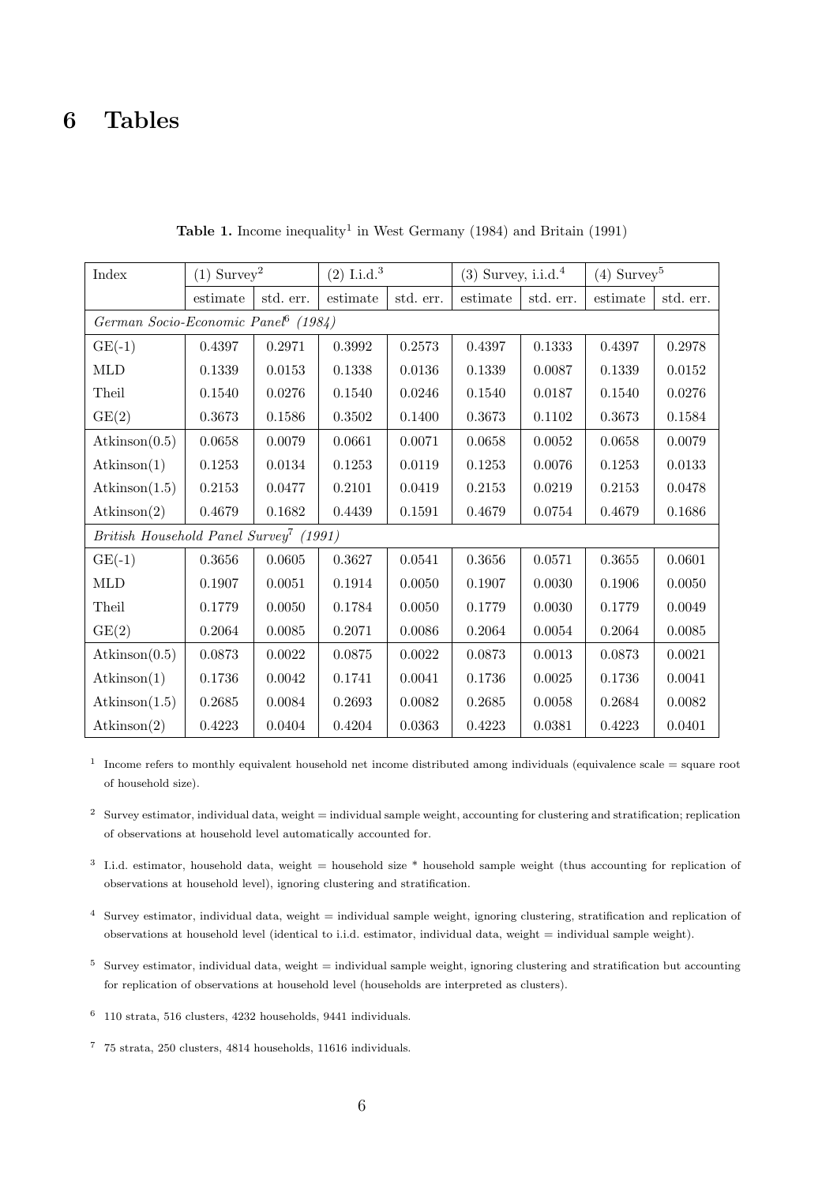# 6 Tables

**Table 1.** Income inequality[1] in West Germany (1984) and Britain (1991)

| Index | (1) Survey[2] | | (2) I.i.d.[3] | | (3) Survey, i.i.d.[4] | | (4) Survey[5] | |
|---|---|---|---|---|---|---|---|---|
| | estimate | std. err. | estimate | std. err. | estimate | std. err. | estimate | std. err. |
| *German Socio-Economic Panel[6] (1984)* | | | | | | | | |
| GE(-1) | 0.4397 | 0.2971 | 0.3992 | 0.2573 | 0.4397 | 0.1333 | 0.4397 | 0.2978 |
| MLD | 0.1339 | 0.0153 | 0.1338 | 0.0136 | 0.1339 | 0.0087 | 0.1339 | 0.0152 |
| Theil | 0.1540 | 0.0276 | 0.1540 | 0.0246 | 0.1540 | 0.0187 | 0.1540 | 0.0276 |
| GE(2) | 0.3673 | 0.1586 | 0.3502 | 0.1400 | 0.3673 | 0.1102 | 0.3673 | 0.1584 |
| Atkinson(0.5) | 0.0658 | 0.0079 | 0.0661 | 0.0071 | 0.0658 | 0.0052 | 0.0658 | 0.0079 |
| Atkinson(1) | 0.1253 | 0.0134 | 0.1253 | 0.0119 | 0.1253 | 0.0076 | 0.1253 | 0.0133 |
| Atkinson(1.5) | 0.2153 | 0.0477 | 0.2101 | 0.0419 | 0.2153 | 0.0219 | 0.2153 | 0.0478 |
| Atkinson(2) | 0.4679 | 0.1682 | 0.4439 | 0.1591 | 0.4679 | 0.0754 | 0.4679 | 0.1686 |
| *British Household Panel Survey[7] (1991)* | | | | | | | | |
| GE(-1) | 0.3656 | 0.0605 | 0.3627 | 0.0541 | 0.3656 | 0.0571 | 0.3655 | 0.0601 |
| MLD | 0.1907 | 0.0051 | 0.1914 | 0.0050 | 0.1907 | 0.0030 | 0.1906 | 0.0050 |
| Theil | 0.1779 | 0.0050 | 0.1784 | 0.0050 | 0.1779 | 0.0030 | 0.1779 | 0.0049 |
| GE(2) | 0.2064 | 0.0085 | 0.2071 | 0.0086 | 0.2064 | 0.0054 | 0.2064 | 0.0085 |
| Atkinson(0.5) | 0.0873 | 0.0022 | 0.0875 | 0.0022 | 0.0873 | 0.0013 | 0.0873 | 0.0021 |
| Atkinson(1) | 0.1736 | 0.0042 | 0.1741 | 0.0041 | 0.1736 | 0.0025 | 0.1736 | 0.0041 |
| Atkinson(1.5) | 0.2685 | 0.0084 | 0.2693 | 0.0082 | 0.2685 | 0.0058 | 0.2684 | 0.0082 |
| Atkinson(2) | 0.4223 | 0.0404 | 0.4204 | 0.0363 | 0.4223 | 0.0381 | 0.4223 | 0.0401 |

[1] Income refers to monthly equivalent household net income distributed among individuals (equivalence scale = square root of household size).

[2] Survey estimator, individual data, weight = individual sample weight, accounting for clustering and stratification; replication of observations at household level automatically accounted for.

[3] I.i.d. estimator, household data, weight = household size * household sample weight (thus accounting for replication of observations at household level), ignoring clustering and stratification.

[4] Survey estimator, individual data, weight = individual sample weight, ignoring clustering, stratification and replication of observations at household level (identical to i.i.d. estimator, individual data, weight = individual sample weight).

[5] Survey estimator, individual data, weight = individual sample weight, ignoring clustering and stratification but accounting for replication of observations at household level (households are interpreted as clusters).

[6] 110 strata, 516 clusters, 4232 households, 9441 individuals.

[7] 75 strata, 250 clusters, 4814 households, 11616 individuals.